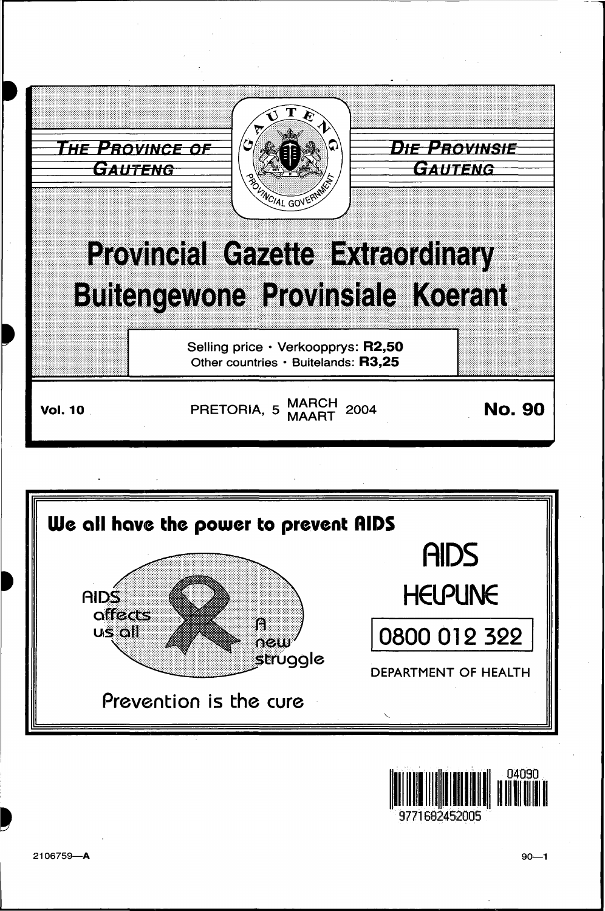THE PROVINCE OF GAUTENG

DIE PROVINSIE GAUTENG

GAUTENG PROVINCIAL GOVERNMENT

# Provincial Gazette Extraordinary
# Buitengewone Provinsiale Koerant

Selling price · Verkoopprys: **R2,50**
Other countries · Buitelands: **R3,25**

**Vol. 10** PRETORIA, 5 MARCH MAART 2004 **No. 90**

**We all have the power to prevent AIDS**

AIDS affects us all

A new struggle

Prevention is the cure

AIDS HELPLINE

0800 012 322

DEPARTMENT OF HEALTH

9771682452005 04090

2106759—A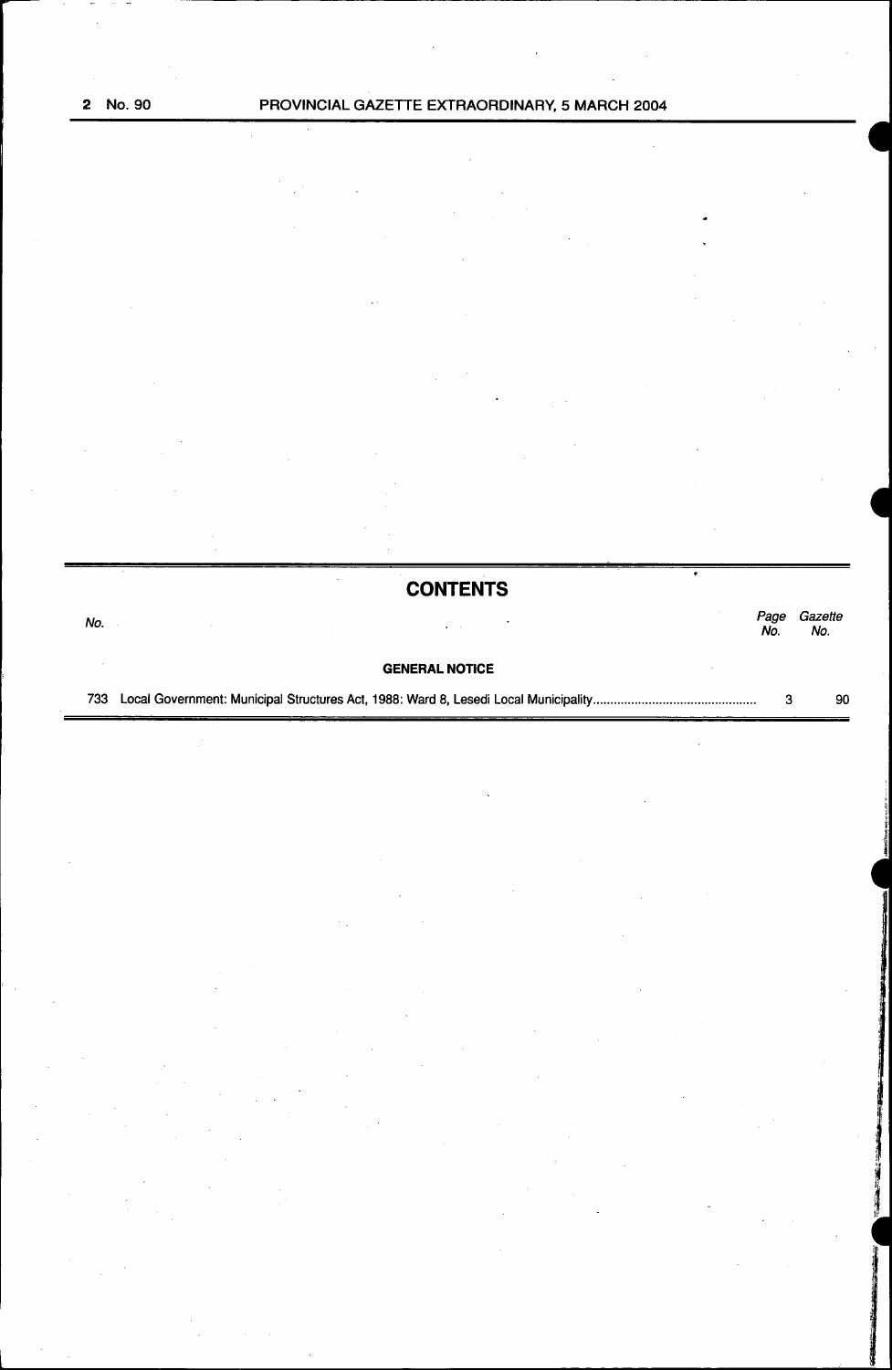## CONTENTS

| No. | | Page No. | Gazette No. |
|---|---|---|---|
| | **GENERAL NOTICE** | | |
| 733 | Local Government: Municipal Structures Act, 1988: Ward 8, Lesedi Local Municipality | 3 | 90 |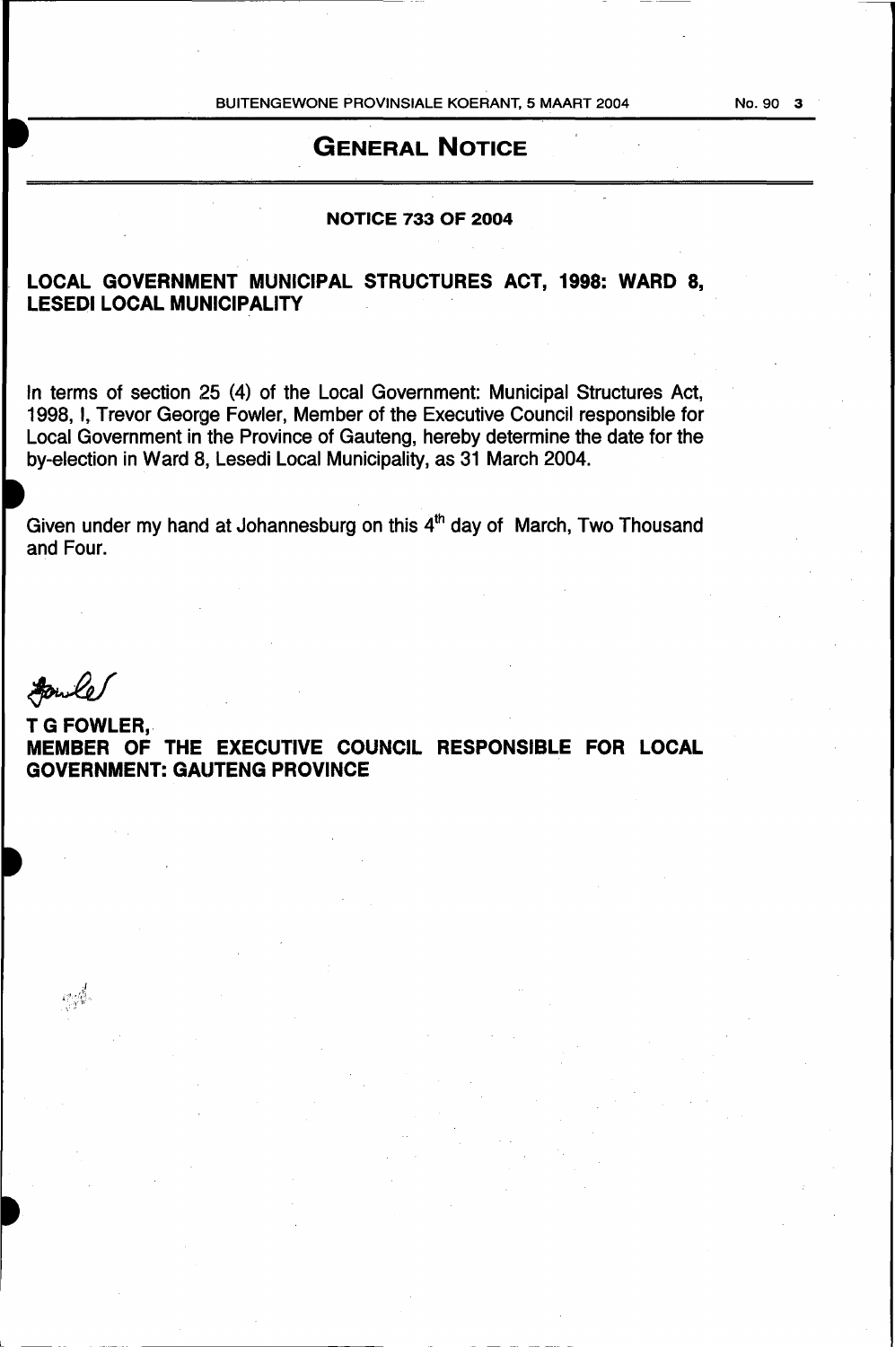# GENERAL NOTICE

**NOTICE 733 OF 2004**

**LOCAL GOVERNMENT MUNICIPAL STRUCTURES ACT, 1998: WARD 8, LESEDI LOCAL MUNICIPALITY**

In terms of section 25 (4) of the Local Government: Municipal Structures Act, 1998, I, Trevor George Fowler, Member of the Executive Council responsible for Local Government in the Province of Gauteng, hereby determine the date for the by-election in Ward 8, Lesedi Local Municipality, as 31 March 2004.

Given under my hand at Johannesburg on this 4th day of March, Two Thousand and Four.

**T G FOWLER,**
**MEMBER OF THE EXECUTIVE COUNCIL RESPONSIBLE FOR LOCAL GOVERNMENT: GAUTENG PROVINCE**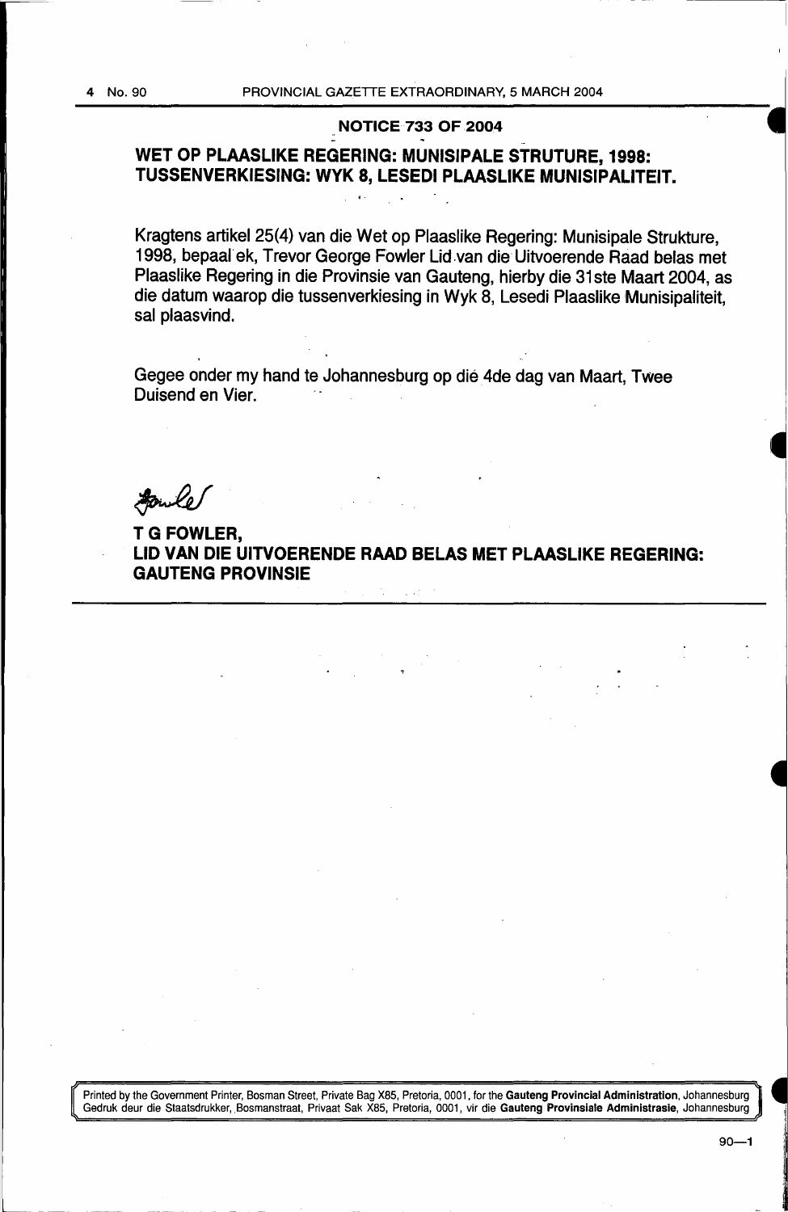## NOTICE 733 OF 2004

### WET OP PLAASLIKE REGERING: MUNISIPALE STRUTURE, 1998: TUSSENVERKIESING: WYK 8, LESEDI PLAASLIKE MUNISIPALITEIT.

Kragtens artikel 25(4) van die Wet op Plaaslike Regering: Munisipale Strukture, 1998, bepaal ek, Trevor George Fowler Lid van die Uitvoerende Raad belas met Plaaslike Regering in die Provinsie van Gauteng, hierby die 31ste Maart 2004, as die datum waarop die tussenverkiesing in Wyk 8, Lesedi Plaaslike Munisipaliteit, sal plaasvind.

Gegee onder my hand te Johannesburg op die 4de dag van Maart, Twee Duisend en Vier.

**T G FOWLER,**
**LID VAN DIE UITVOERENDE RAAD BELAS MET PLAASLIKE REGERING: GAUTENG PROVINSIE**

Printed by the Government Printer, Bosman Street, Private Bag X85, Pretoria, 0001, for the **Gauteng Provincial Administration**, Johannesburg
Gedruk deur die Staatsdrukker, Bosmanstraat, Privaat Sak X85, Pretoria, 0001, vir die **Gauteng Provinsiale Administrasie**, Johannesburg

90—1